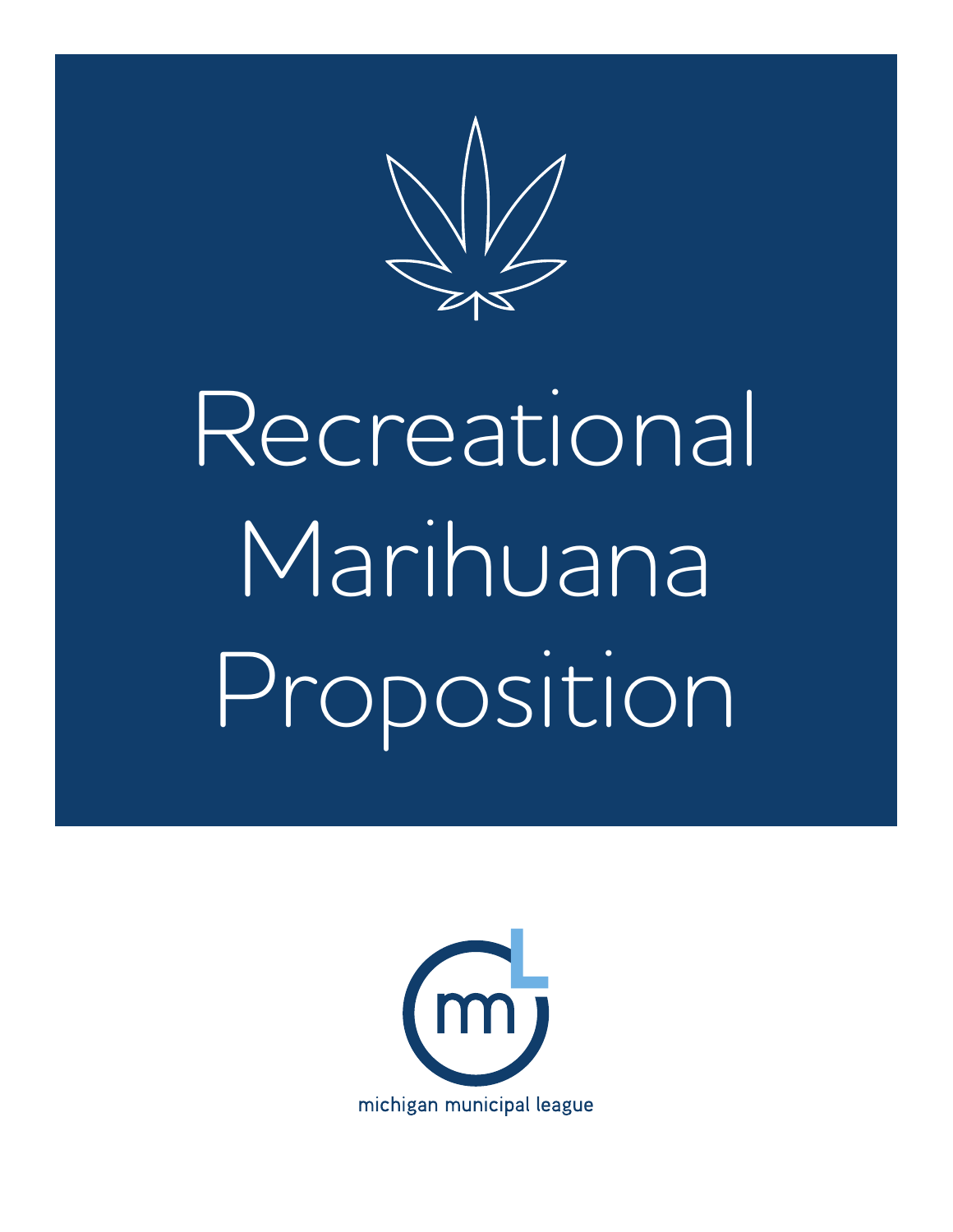# Recreational Marihuana Proposition

michigan municipal league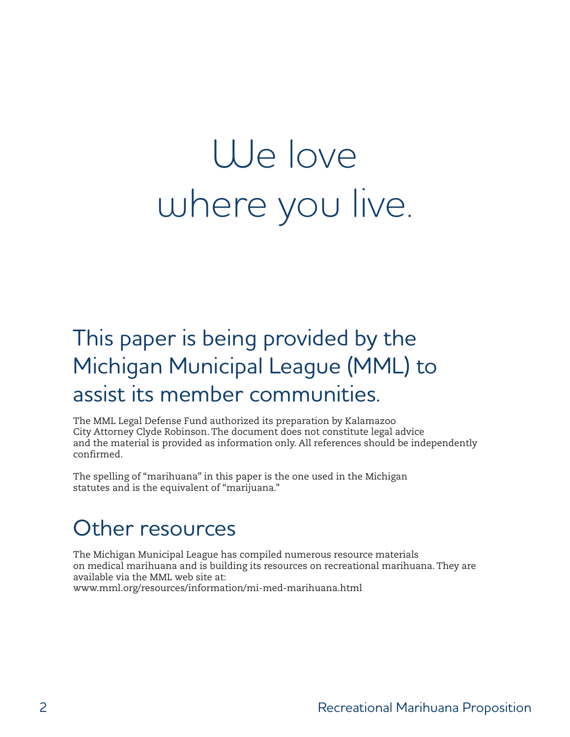# We love where you live.

## This paper is being provided by the Michigan Municipal League (MML) to assist its member communities.

The MML Legal Defense Fund authorized its preparation by Kalamazoo City Attorney Clyde Robinson. The document does not constitute legal advice and the material is provided as information only. All references should be independently confirmed.

The spelling of "marihuana" in this paper is the one used in the Michigan statutes and is the equivalent of "marijuana."

## Other resources

The Michigan Municipal League has compiled numerous resource materials on medical marihuana and is building its resources on recreational marihuana. They are available via the MML web site at:
www.mml.org/resources/information/mi-med-marihuana.html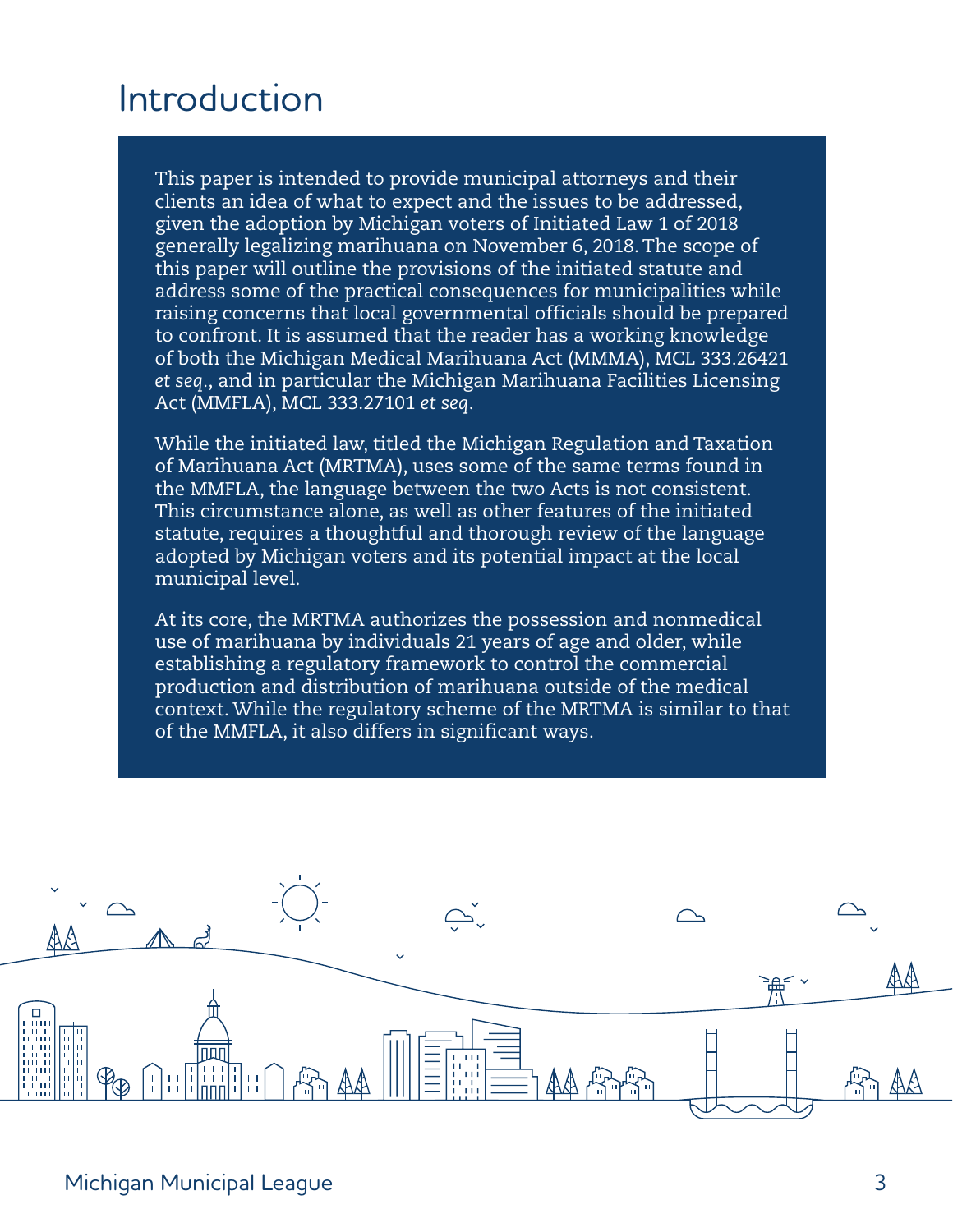# Introduction

This paper is intended to provide municipal attorneys and their clients an idea of what to expect and the issues to be addressed, given the adoption by Michigan voters of Initiated Law 1 of 2018 generally legalizing marihuana on November 6, 2018. The scope of this paper will outline the provisions of the initiated statute and address some of the practical consequences for municipalities while raising concerns that local governmental officials should be prepared to confront. It is assumed that the reader has a working knowledge of both the Michigan Medical Marihuana Act (MMMA), MCL 333.26421 *et seq*., and in particular the Michigan Marihuana Facilities Licensing Act (MMFLA), MCL 333.27101 *et seq*.

While the initiated law, titled the Michigan Regulation and Taxation of Marihuana Act (MRTMA), uses some of the same terms found in the MMFLA, the language between the two Acts is not consistent. This circumstance alone, as well as other features of the initiated statute, requires a thoughtful and thorough review of the language adopted by Michigan voters and its potential impact at the local municipal level.

At its core, the MRTMA authorizes the possession and nonmedical use of marihuana by individuals 21 years of age and older, while establishing a regulatory framework to control the commercial production and distribution of marihuana outside of the medical context. While the regulatory scheme of the MRTMA is similar to that of the MMFLA, it also differs in significant ways.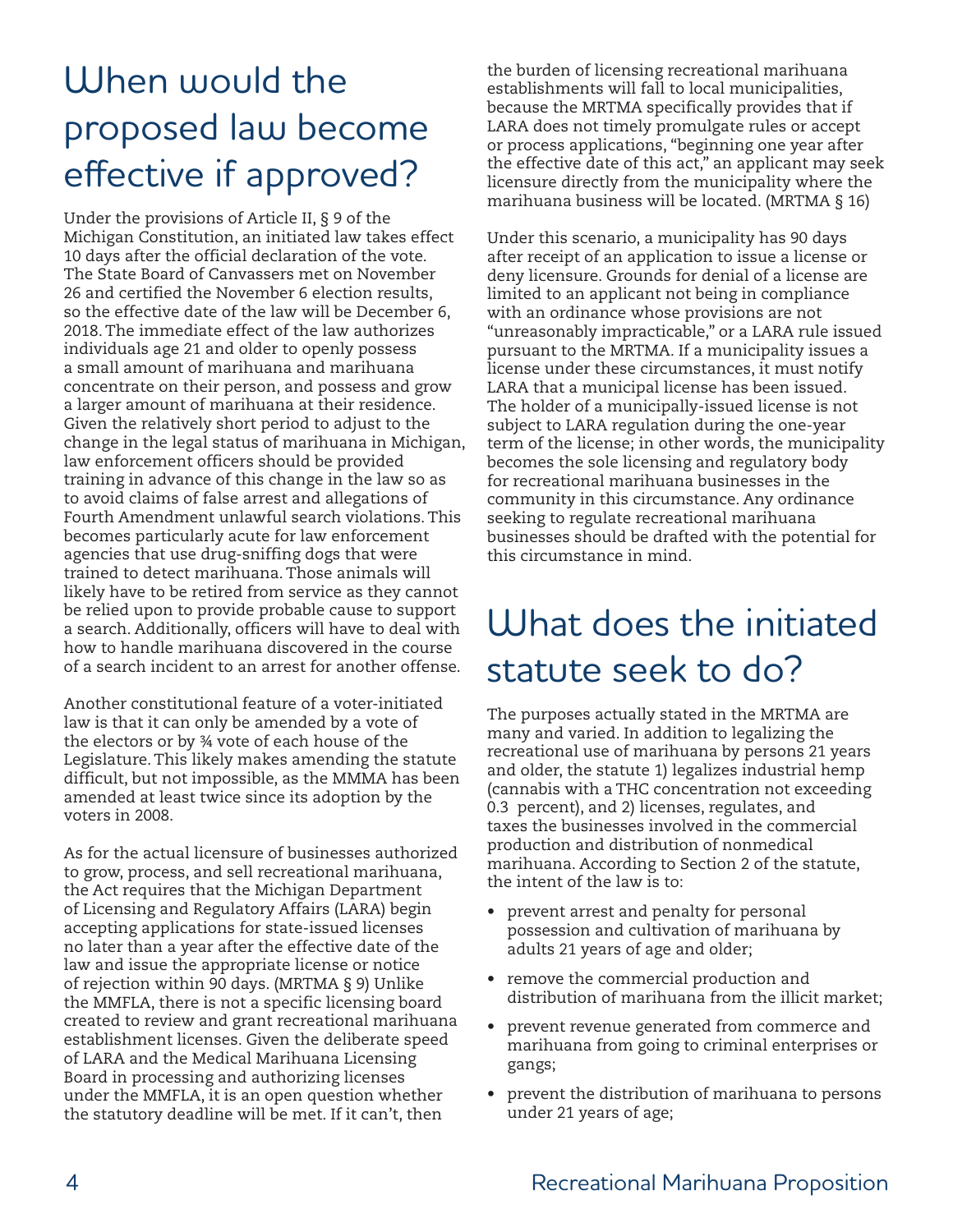## When would the proposed law become effective if approved?

Under the provisions of Article II, § 9 of the Michigan Constitution, an initiated law takes effect 10 days after the official declaration of the vote. The State Board of Canvassers met on November 26 and certified the November 6 election results, so the effective date of the law will be December 6, 2018. The immediate effect of the law authorizes individuals age 21 and older to openly possess a small amount of marihuana and marihuana concentrate on their person, and possess and grow a larger amount of marihuana at their residence. Given the relatively short period to adjust to the change in the legal status of marihuana in Michigan, law enforcement officers should be provided training in advance of this change in the law so as to avoid claims of false arrest and allegations of Fourth Amendment unlawful search violations. This becomes particularly acute for law enforcement agencies that use drug-sniffing dogs that were trained to detect marihuana. Those animals will likely have to be retired from service as they cannot be relied upon to provide probable cause to support a search. Additionally, officers will have to deal with how to handle marihuana discovered in the course of a search incident to an arrest for another offense.

Another constitutional feature of a voter-initiated law is that it can only be amended by a vote of the electors or by ¾ vote of each house of the Legislature. This likely makes amending the statute difficult, but not impossible, as the MMMA has been amended at least twice since its adoption by the voters in 2008.

As for the actual licensure of businesses authorized to grow, process, and sell recreational marihuana, the Act requires that the Michigan Department of Licensing and Regulatory Affairs (LARA) begin accepting applications for state-issued licenses no later than a year after the effective date of the law and issue the appropriate license or notice of rejection within 90 days. (MRTMA § 9) Unlike the MMFLA, there is not a specific licensing board created to review and grant recreational marihuana establishment licenses. Given the deliberate speed of LARA and the Medical Marihuana Licensing Board in processing and authorizing licenses under the MMFLA, it is an open question whether the statutory deadline will be met. If it can't, then the burden of licensing recreational marihuana establishments will fall to local municipalities, because the MRTMA specifically provides that if LARA does not timely promulgate rules or accept or process applications, "beginning one year after the effective date of this act," an applicant may seek licensure directly from the municipality where the marihuana business will be located. (MRTMA § 16)

Under this scenario, a municipality has 90 days after receipt of an application to issue a license or deny licensure. Grounds for denial of a license are limited to an applicant not being in compliance with an ordinance whose provisions are not "unreasonably impracticable," or a LARA rule issued pursuant to the MRTMA. If a municipality issues a license under these circumstances, it must notify LARA that a municipal license has been issued. The holder of a municipally-issued license is not subject to LARA regulation during the one-year term of the license; in other words, the municipality becomes the sole licensing and regulatory body for recreational marihuana businesses in the community in this circumstance. Any ordinance seeking to regulate recreational marihuana businesses should be drafted with the potential for this circumstance in mind.

## What does the initiated statute seek to do?

The purposes actually stated in the MRTMA are many and varied. In addition to legalizing the recreational use of marihuana by persons 21 years and older, the statute 1) legalizes industrial hemp (cannabis with a THC concentration not exceeding 0.3 percent), and 2) licenses, regulates, and taxes the businesses involved in the commercial production and distribution of nonmedical marihuana. According to Section 2 of the statute, the intent of the law is to:

- prevent arrest and penalty for personal possession and cultivation of marihuana by adults 21 years of age and older;
- remove the commercial production and distribution of marihuana from the illicit market;
- prevent revenue generated from commerce and marihuana from going to criminal enterprises or gangs;
- prevent the distribution of marihuana to persons under 21 years of age;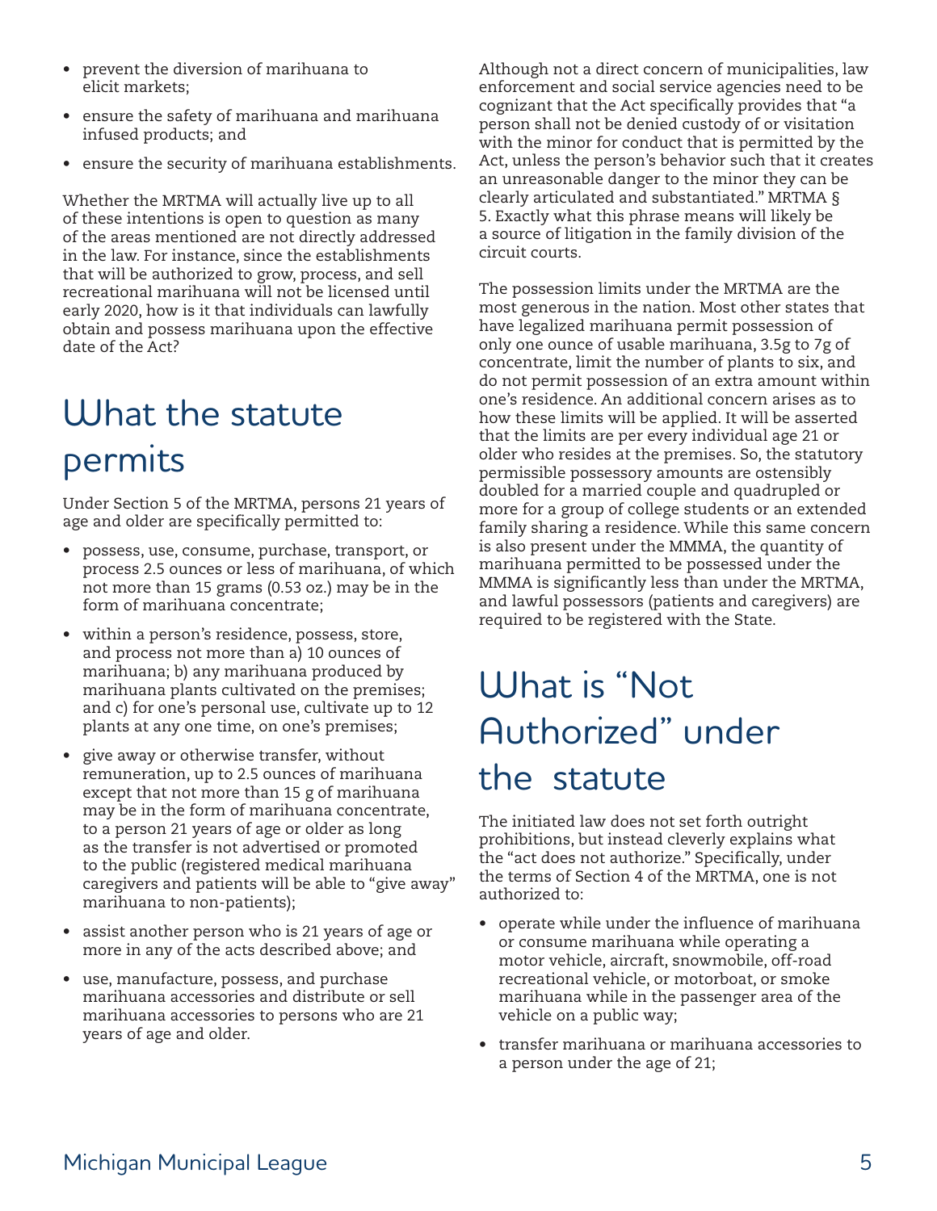- prevent the diversion of marihuana to elicit markets;
- ensure the safety of marihuana and marihuana infused products; and
- ensure the security of marihuana establishments.

Whether the MRTMA will actually live up to all of these intentions is open to question as many of the areas mentioned are not directly addressed in the law. For instance, since the establishments that will be authorized to grow, process, and sell recreational marihuana will not be licensed until early 2020, how is it that individuals can lawfully obtain and possess marihuana upon the effective date of the Act?

## What the statute permits

Under Section 5 of the MRTMA, persons 21 years of age and older are specifically permitted to:

- possess, use, consume, purchase, transport, or process 2.5 ounces or less of marihuana, of which not more than 15 grams (0.53 oz.) may be in the form of marihuana concentrate;
- within a person's residence, possess, store, and process not more than a) 10 ounces of marihuana; b) any marihuana produced by marihuana plants cultivated on the premises; and c) for one's personal use, cultivate up to 12 plants at any one time, on one's premises;
- give away or otherwise transfer, without remuneration, up to 2.5 ounces of marihuana except that not more than 15 g of marihuana may be in the form of marihuana concentrate, to a person 21 years of age or older as long as the transfer is not advertised or promoted to the public (registered medical marihuana caregivers and patients will be able to "give away" marihuana to non-patients);
- assist another person who is 21 years of age or more in any of the acts described above; and
- use, manufacture, possess, and purchase marihuana accessories and distribute or sell marihuana accessories to persons who are 21 years of age and older.

Although not a direct concern of municipalities, law enforcement and social service agencies need to be cognizant that the Act specifically provides that "a person shall not be denied custody of or visitation with the minor for conduct that is permitted by the Act, unless the person's behavior such that it creates an unreasonable danger to the minor they can be clearly articulated and substantiated." MRTMA § 5. Exactly what this phrase means will likely be a source of litigation in the family division of the circuit courts.

The possession limits under the MRTMA are the most generous in the nation. Most other states that have legalized marihuana permit possession of only one ounce of usable marihuana, 3.5g to 7g of concentrate, limit the number of plants to six, and do not permit possession of an extra amount within one's residence. An additional concern arises as to how these limits will be applied. It will be asserted that the limits are per every individual age 21 or older who resides at the premises. So, the statutory permissible possessory amounts are ostensibly doubled for a married couple and quadrupled or more for a group of college students or an extended family sharing a residence. While this same concern is also present under the MMMA, the quantity of marihuana permitted to be possessed under the MMMA is significantly less than under the MRTMA, and lawful possessors (patients and caregivers) are required to be registered with the State.

## What is "Not Authorized" under the statute

The initiated law does not set forth outright prohibitions, but instead cleverly explains what the "act does not authorize." Specifically, under the terms of Section 4 of the MRTMA, one is not authorized to:

- operate while under the influence of marihuana or consume marihuana while operating a motor vehicle, aircraft, snowmobile, off-road recreational vehicle, or motorboat, or smoke marihuana while in the passenger area of the vehicle on a public way;
- transfer marihuana or marihuana accessories to a person under the age of 21;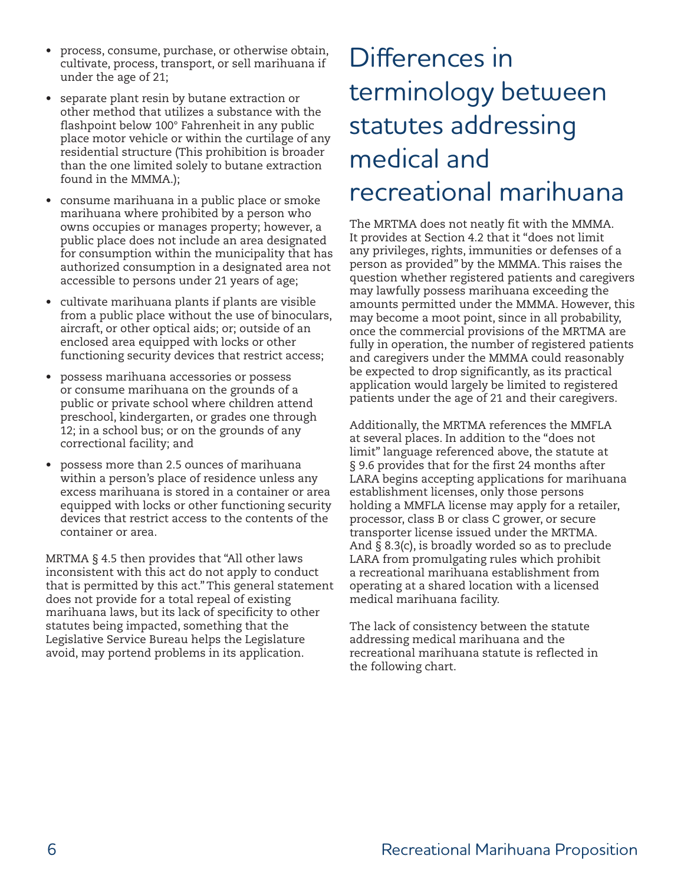- process, consume, purchase, or otherwise obtain, cultivate, process, transport, or sell marihuana if under the age of 21;
- separate plant resin by butane extraction or other method that utilizes a substance with the flashpoint below 100° Fahrenheit in any public place motor vehicle or within the curtilage of any residential structure (This prohibition is broader than the one limited solely to butane extraction found in the MMMA.);
- consume marihuana in a public place or smoke marihuana where prohibited by a person who owns occupies or manages property; however, a public place does not include an area designated for consumption within the municipality that has authorized consumption in a designated area not accessible to persons under 21 years of age;
- cultivate marihuana plants if plants are visible from a public place without the use of binoculars, aircraft, or other optical aids; or; outside of an enclosed area equipped with locks or other functioning security devices that restrict access;
- possess marihuana accessories or possess or consume marihuana on the grounds of a public or private school where children attend preschool, kindergarten, or grades one through 12; in a school bus; or on the grounds of any correctional facility; and
- possess more than 2.5 ounces of marihuana within a person's place of residence unless any excess marihuana is stored in a container or area equipped with locks or other functioning security devices that restrict access to the contents of the container or area.

MRTMA § 4.5 then provides that "All other laws inconsistent with this act do not apply to conduct that is permitted by this act." This general statement does not provide for a total repeal of existing marihuana laws, but its lack of specificity to other statutes being impacted, something that the Legislative Service Bureau helps the Legislature avoid, may portend problems in its application.

# Differences in terminology between statutes addressing medical and recreational marihuana

The MRTMA does not neatly fit with the MMMA. It provides at Section 4.2 that it "does not limit any privileges, rights, immunities or defenses of a person as provided" by the MMMA. This raises the question whether registered patients and caregivers may lawfully possess marihuana exceeding the amounts permitted under the MMMA. However, this may become a moot point, since in all probability, once the commercial provisions of the MRTMA are fully in operation, the number of registered patients and caregivers under the MMMA could reasonably be expected to drop significantly, as its practical application would largely be limited to registered patients under the age of 21 and their caregivers.

Additionally, the MRTMA references the MMFLA at several places. In addition to the "does not limit" language referenced above, the statute at § 9.6 provides that for the first 24 months after LARA begins accepting applications for marihuana establishment licenses, only those persons holding a MMFLA license may apply for a retailer, processor, class B or class C grower, or secure transporter license issued under the MRTMA. And § 8.3(c), is broadly worded so as to preclude LARA from promulgating rules which prohibit a recreational marihuana establishment from operating at a shared location with a licensed medical marihuana facility.

The lack of consistency between the statute addressing medical marihuana and the recreational marihuana statute is reflected in the following chart.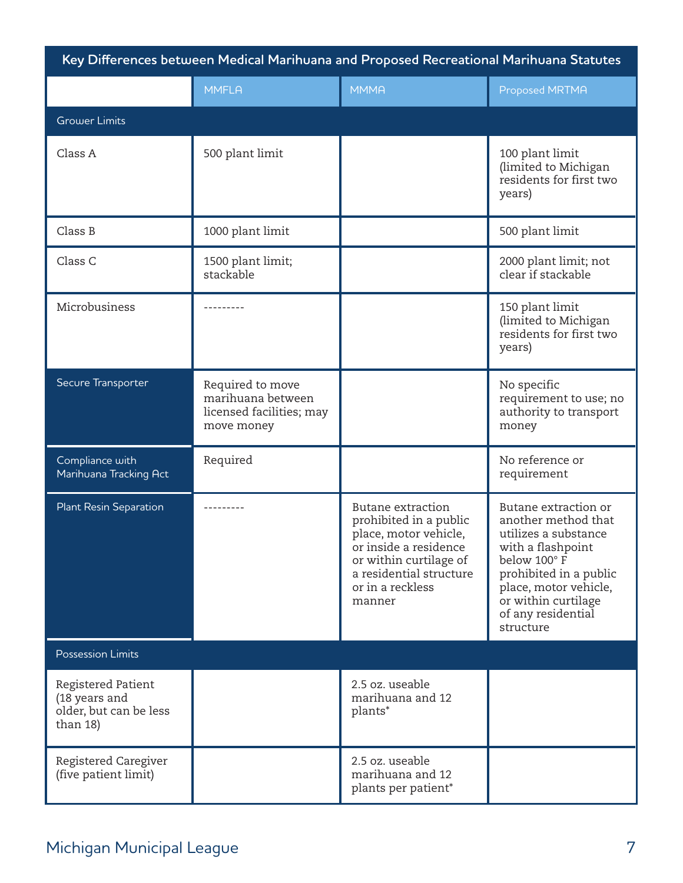| Key Differences between Medical Marihuana and Proposed Recreational Marihuana Statutes | | | |
| --- | --- | --- | --- |
| | MMFLA | MMMA | Proposed MRTMA |
| Grower Limits | | | |
| Class A | 500 plant limit | | 100 plant limit (limited to Michigan residents for first two years) |
| Class B | 1000 plant limit | | 500 plant limit |
| Class C | 1500 plant limit; stackable | | 2000 plant limit; not clear if stackable |
| Microbusiness | --------- | | 150 plant limit (limited to Michigan residents for first two years) |
| Secure Transporter | Required to move marihuana between licensed facilities; may move money | | No specific requirement to use; no authority to transport money |
| Compliance with Marihuana Tracking Act | Required | | No reference or requirement |
| Plant Resin Separation | --------- | Butane extraction prohibited in a public place, motor vehicle, or inside a residence or within curtilage of a residential structure or in a reckless manner | Butane extraction or another method that utilizes a substance with a flashpoint below 100° F prohibited in a public place, motor vehicle, or within curtilage of any residential structure |
| Possession Limits | | | |
| Registered Patient (18 years and older, but can be less than 18) | | 2.5 oz. useable marihuana and 12 plants* | |
| Registered Caregiver (five patient limit) | | 2.5 oz. useable marihuana and 12 plants per patient* | |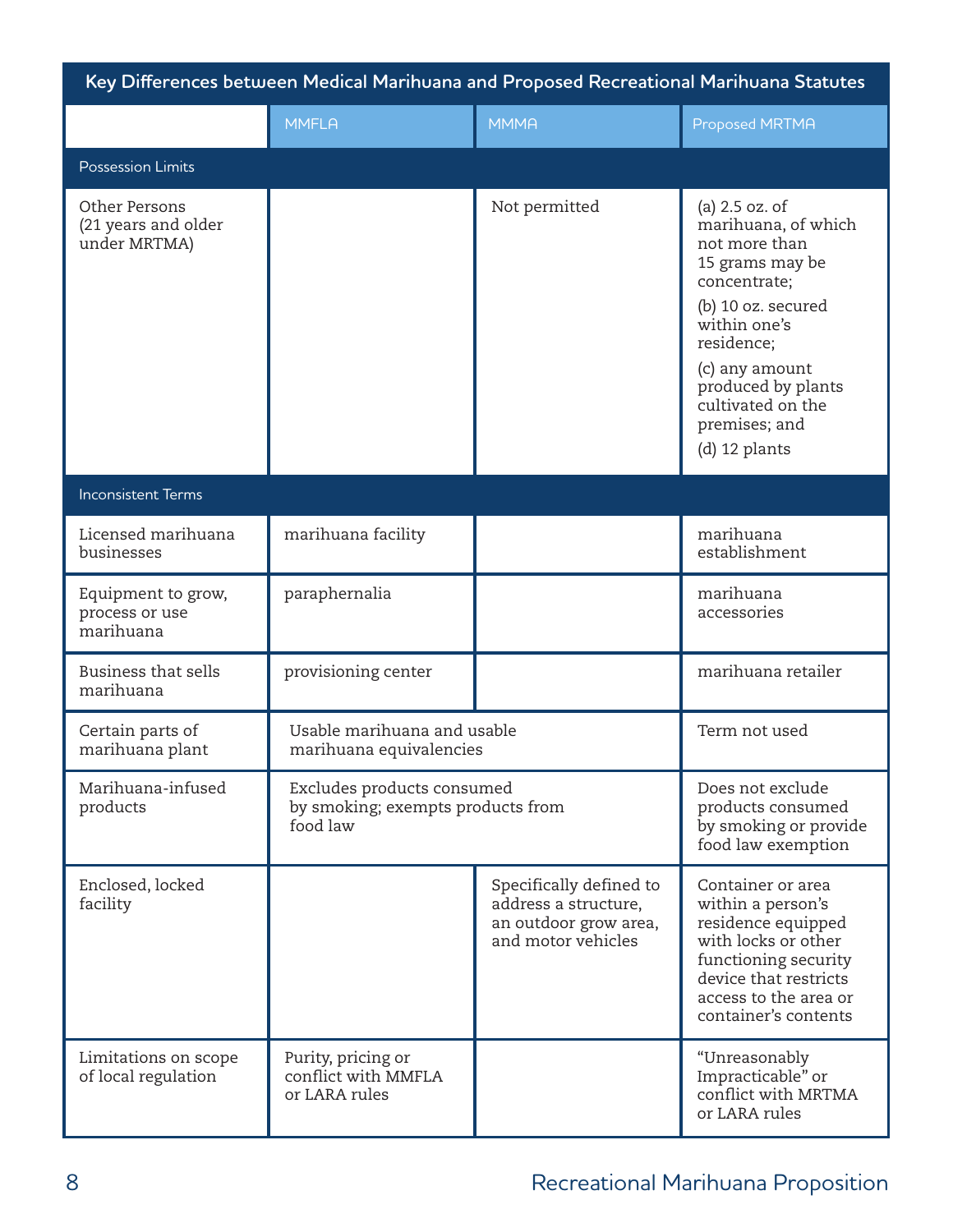| Key Differences between Medical Marihuana and Proposed Recreational Marihuana Statutes | | | |
|---|---|---|---|
| | MMFLA | MMMA | Proposed MRTMA |
| **Possession Limits** | | | |
| Other Persons (21 years and older under MRTMA) | | Not permitted | (a) 2.5 oz. of marihuana, of which not more than 15 grams may be concentrate; (b) 10 oz. secured within one's residence; (c) any amount produced by plants cultivated on the premises; and (d) 12 plants |
| **Inconsistent Terms** | | | |
| Licensed marihuana businesses | marihuana facility | | marihuana establishment |
| Equipment to grow, process or use marihuana | paraphernalia | | marihuana accessories |
| Business that sells marihuana | provisioning center | | marihuana retailer |
| Certain parts of marihuana plant | Usable marihuana and usable marihuana equivalencies | | Term not used |
| Marihuana-infused products | Excludes products consumed by smoking; exempts products from food law | | Does not exclude products consumed by smoking or provide food law exemption |
| Enclosed, locked facility | | Specifically defined to address a structure, an outdoor grow area, and motor vehicles | Container or area within a person's residence equipped with locks or other functioning security device that restricts access to the area or container's contents |
| Limitations on scope of local regulation | Purity, pricing or conflict with MMFLA or LARA rules | | "Unreasonably Impracticable" or conflict with MRTMA or LARA rules |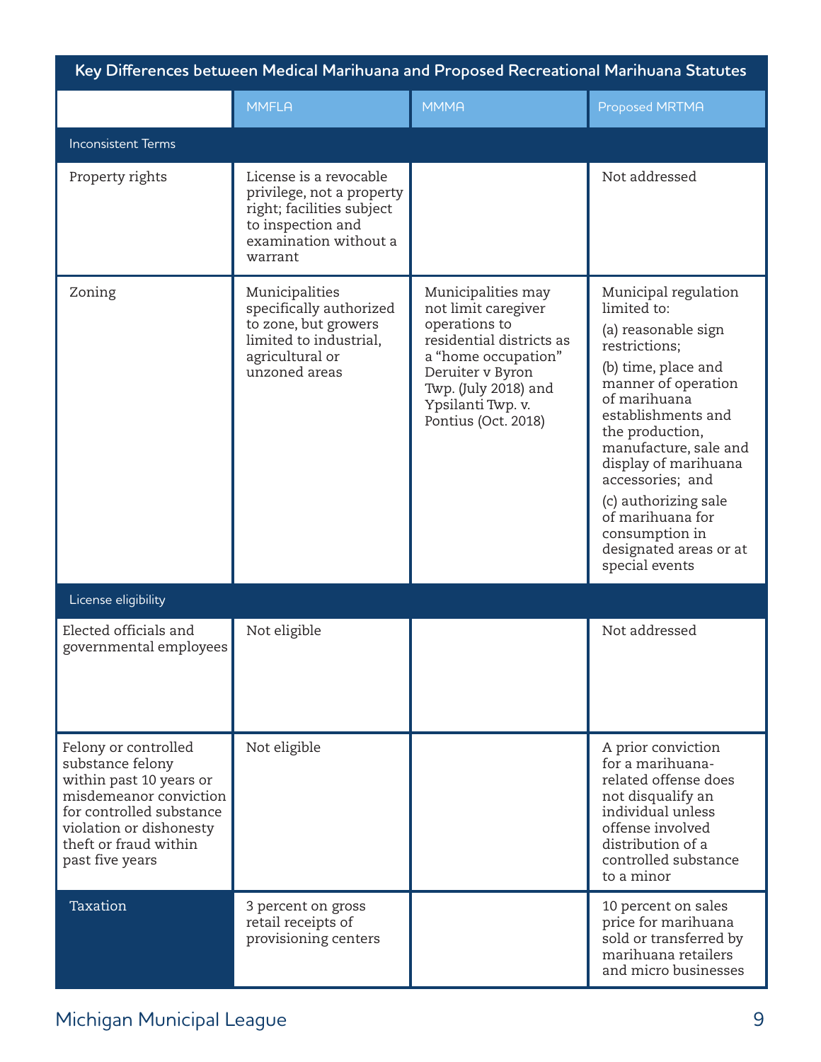| Key Differences between Medical Marihuana and Proposed Recreational Marihuana Statutes | | | |
|---|---|---|---|
| | MMFLA | MMMA | Proposed MRTMA |
| Inconsistent Terms | | | |
| Property rights | License is a revocable privilege, not a property right; facilities subject to inspection and examination without a warrant | | Not addressed |
| Zoning | Municipalities specifically authorized to zone, but growers limited to industrial, agricultural or unzoned areas | Municipalities may not limit caregiver operations to residential districts as a "home occupation" Deruiter v Byron Twp. (July 2018) and Ypsilanti Twp. v. Pontius (Oct. 2018) | Municipal regulation limited to: (a) reasonable sign restrictions; (b) time, place and manner of operation of marihuana establishments and the production, manufacture, sale and display of marihuana accessories; and (c) authorizing sale of marihuana for consumption in designated areas or at special events |
| License eligibility | | | |
| Elected officials and governmental employees | Not eligible | | Not addressed |
| Felony or controlled substance felony within past 10 years or misdemeanor conviction for controlled substance violation or dishonesty theft or fraud within past five years | Not eligible | | A prior conviction for a marihuana-related offense does not disqualify an individual unless offense involved distribution of a controlled substance to a minor |
| Taxation | 3 percent on gross retail receipts of provisioning centers | | 10 percent on sales price for marihuana sold or transferred by marihuana retailers and micro businesses |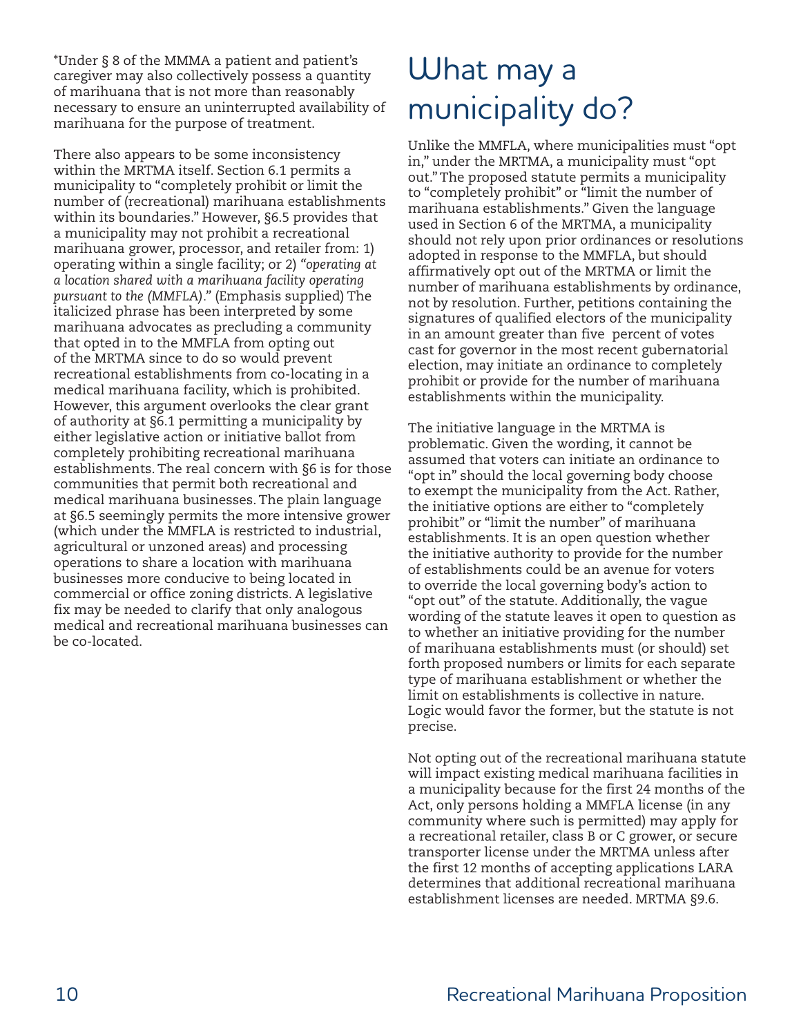*Under § 8 of the MMMA a patient and patient's caregiver may also collectively possess a quantity of marihuana that is not more than reasonably necessary to ensure an uninterrupted availability of marihuana for the purpose of treatment.

There also appears to be some inconsistency within the MRTMA itself. Section 6.1 permits a municipality to "completely prohibit or limit the number of (recreational) marihuana establishments within its boundaries." However, §6.5 provides that a municipality may not prohibit a recreational marihuana grower, processor, and retailer from: 1) operating within a single facility; or 2) *"operating at a location shared with a marihuana facility operating pursuant to the (MMFLA)."* (Emphasis supplied) The italicized phrase has been interpreted by some marihuana advocates as precluding a community that opted in to the MMFLA from opting out of the MRTMA since to do so would prevent recreational establishments from co-locating in a medical marihuana facility, which is prohibited. However, this argument overlooks the clear grant of authority at §6.1 permitting a municipality by either legislative action or initiative ballot from completely prohibiting recreational marihuana establishments. The real concern with §6 is for those communities that permit both recreational and medical marihuana businesses. The plain language at §6.5 seemingly permits the more intensive grower (which under the MMFLA is restricted to industrial, agricultural or unzoned areas) and processing operations to share a location with marihuana businesses more conducive to being located in commercial or office zoning districts. A legislative fix may be needed to clarify that only analogous medical and recreational marihuana businesses can be co-located.

# What may a municipality do?

Unlike the MMFLA, where municipalities must "opt in," under the MRTMA, a municipality must "opt out." The proposed statute permits a municipality to "completely prohibit" or "limit the number of marihuana establishments." Given the language used in Section 6 of the MRTMA, a municipality should not rely upon prior ordinances or resolutions adopted in response to the MMFLA, but should affirmatively opt out of the MRTMA or limit the number of marihuana establishments by ordinance, not by resolution. Further, petitions containing the signatures of qualified electors of the municipality in an amount greater than five percent of votes cast for governor in the most recent gubernatorial election, may initiate an ordinance to completely prohibit or provide for the number of marihuana establishments within the municipality.

The initiative language in the MRTMA is problematic. Given the wording, it cannot be assumed that voters can initiate an ordinance to "opt in" should the local governing body choose to exempt the municipality from the Act. Rather, the initiative options are either to "completely prohibit" or "limit the number" of marihuana establishments. It is an open question whether the initiative authority to provide for the number of establishments could be an avenue for voters to override the local governing body's action to "opt out" of the statute. Additionally, the vague wording of the statute leaves it open to question as to whether an initiative providing for the number of marihuana establishments must (or should) set forth proposed numbers or limits for each separate type of marihuana establishment or whether the limit on establishments is collective in nature. Logic would favor the former, but the statute is not precise.

Not opting out of the recreational marihuana statute will impact existing medical marihuana facilities in a municipality because for the first 24 months of the Act, only persons holding a MMFLA license (in any community where such is permitted) may apply for a recreational retailer, class B or C grower, or secure transporter license under the MRTMA unless after the first 12 months of accepting applications LARA determines that additional recreational marihuana establishment licenses are needed. MRTMA §9.6.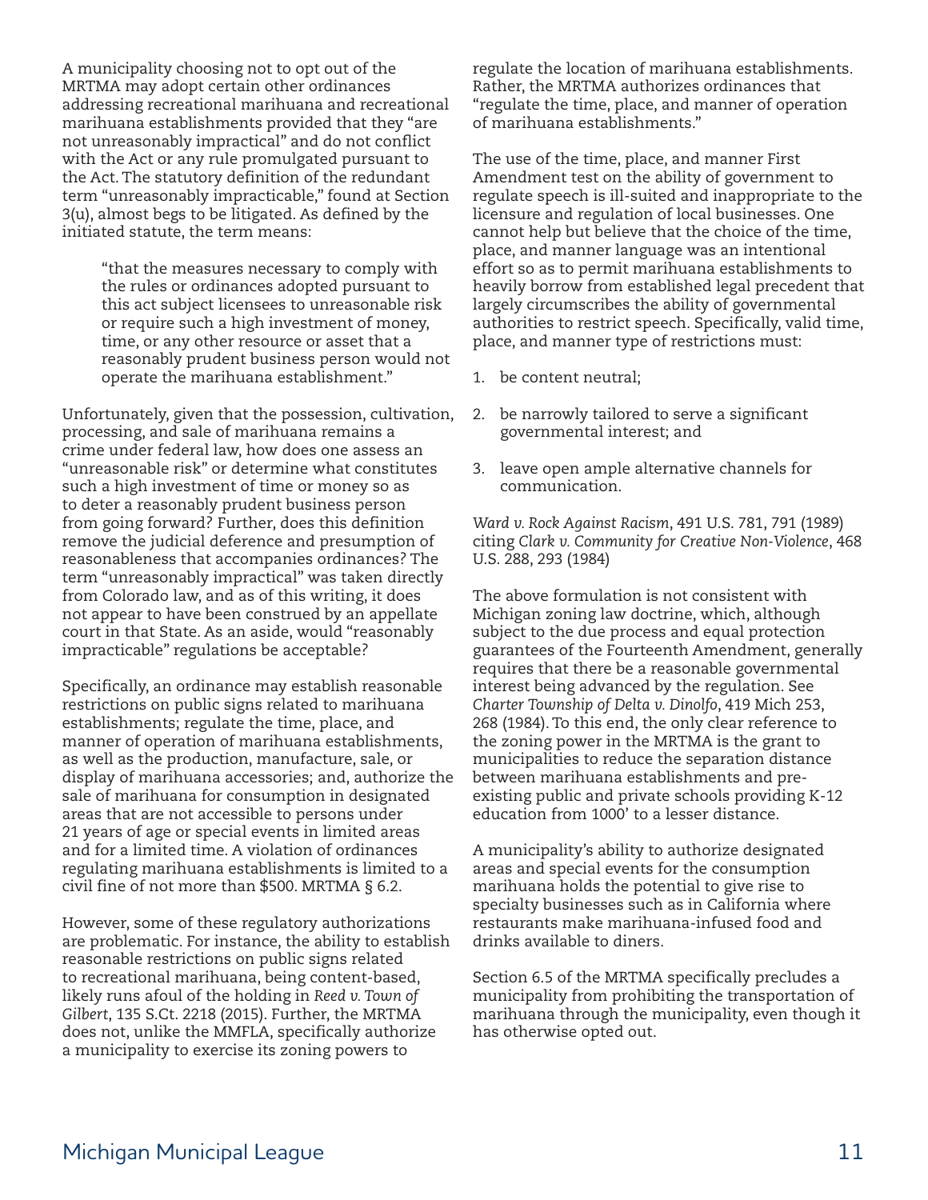A municipality choosing not to opt out of the MRTMA may adopt certain other ordinances addressing recreational marihuana and recreational marihuana establishments provided that they "are not unreasonably impractical" and do not conflict with the Act or any rule promulgated pursuant to the Act. The statutory definition of the redundant term "unreasonably impracticable," found at Section 3(u), almost begs to be litigated. As defined by the initiated statute, the term means:

> "that the measures necessary to comply with the rules or ordinances adopted pursuant to this act subject licensees to unreasonable risk or require such a high investment of money, time, or any other resource or asset that a reasonably prudent business person would not operate the marihuana establishment."

Unfortunately, given that the possession, cultivation, processing, and sale of marihuana remains a crime under federal law, how does one assess an "unreasonable risk" or determine what constitutes such a high investment of time or money so as to deter a reasonably prudent business person from going forward? Further, does this definition remove the judicial deference and presumption of reasonableness that accompanies ordinances? The term "unreasonably impractical" was taken directly from Colorado law, and as of this writing, it does not appear to have been construed by an appellate court in that State. As an aside, would "reasonably impracticable" regulations be acceptable?

Specifically, an ordinance may establish reasonable restrictions on public signs related to marihuana establishments; regulate the time, place, and manner of operation of marihuana establishments, as well as the production, manufacture, sale, or display of marihuana accessories; and, authorize the sale of marihuana for consumption in designated areas that are not accessible to persons under 21 years of age or special events in limited areas and for a limited time. A violation of ordinances regulating marihuana establishments is limited to a civil fine of not more than $500. MRTMA § 6.2.

However, some of these regulatory authorizations are problematic. For instance, the ability to establish reasonable restrictions on public signs related to recreational marihuana, being content-based, likely runs afoul of the holding in *Reed v. Town of Gilbert*, 135 S.Ct. 2218 (2015). Further, the MRTMA does not, unlike the MMFLA, specifically authorize a municipality to exercise its zoning powers to regulate the location of marihuana establishments. Rather, the MRTMA authorizes ordinances that "regulate the time, place, and manner of operation of marihuana establishments."

The use of the time, place, and manner First Amendment test on the ability of government to regulate speech is ill-suited and inappropriate to the licensure and regulation of local businesses. One cannot help but believe that the choice of the time, place, and manner language was an intentional effort so as to permit marihuana establishments to heavily borrow from established legal precedent that largely circumscribes the ability of governmental authorities to restrict speech. Specifically, valid time, place, and manner type of restrictions must:

1. be content neutral;
2. be narrowly tailored to serve a significant governmental interest; and
3. leave open ample alternative channels for communication.

*Ward v. Rock Against Racism*, 491 U.S. 781, 791 (1989) citing *Clark v. Community for Creative Non-Violence*, 468 U.S. 288, 293 (1984)

The above formulation is not consistent with Michigan zoning law doctrine, which, although subject to the due process and equal protection guarantees of the Fourteenth Amendment, generally requires that there be a reasonable governmental interest being advanced by the regulation. See *Charter Township of Delta v. Dinolfo*, 419 Mich 253, 268 (1984). To this end, the only clear reference to the zoning power in the MRTMA is the grant to municipalities to reduce the separation distance between marihuana establishments and pre-existing public and private schools providing K-12 education from 1000' to a lesser distance.

A municipality's ability to authorize designated areas and special events for the consumption marihuana holds the potential to give rise to specialty businesses such as in California where restaurants make marihuana-infused food and drinks available to diners.

Section 6.5 of the MRTMA specifically precludes a municipality from prohibiting the transportation of marihuana through the municipality, even though it has otherwise opted out.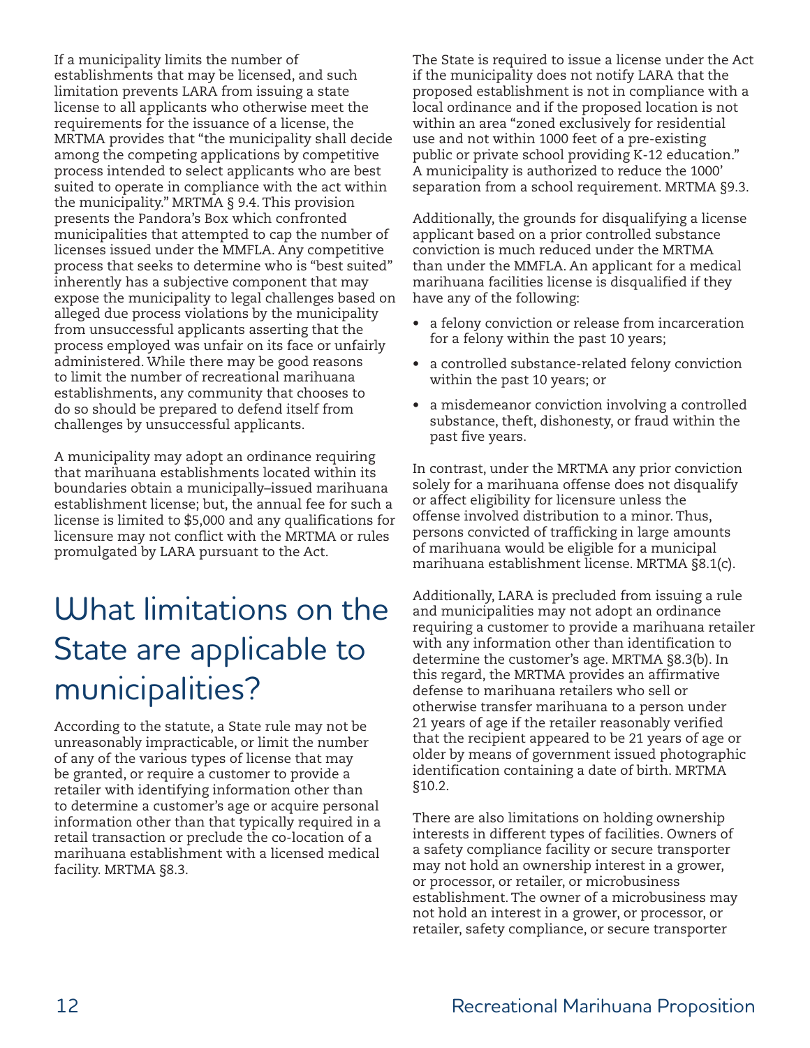If a municipality limits the number of establishments that may be licensed, and such limitation prevents LARA from issuing a state license to all applicants who otherwise meet the requirements for the issuance of a license, the MRTMA provides that "the municipality shall decide among the competing applications by competitive process intended to select applicants who are best suited to operate in compliance with the act within the municipality." MRTMA § 9.4. This provision presents the Pandora's Box which confronted municipalities that attempted to cap the number of licenses issued under the MMFLA. Any competitive process that seeks to determine who is "best suited" inherently has a subjective component that may expose the municipality to legal challenges based on alleged due process violations by the municipality from unsuccessful applicants asserting that the process employed was unfair on its face or unfairly administered. While there may be good reasons to limit the number of recreational marihuana establishments, any community that chooses to do so should be prepared to defend itself from challenges by unsuccessful applicants.

A municipality may adopt an ordinance requiring that marihuana establishments located within its boundaries obtain a municipally–issued marihuana establishment license; but, the annual fee for such a license is limited to $5,000 and any qualifications for licensure may not conflict with the MRTMA or rules promulgated by LARA pursuant to the Act.

# What limitations on the State are applicable to municipalities?

According to the statute, a State rule may not be unreasonably impracticable, or limit the number of any of the various types of license that may be granted, or require a customer to provide a retailer with identifying information other than to determine a customer's age or acquire personal information other than that typically required in a retail transaction or preclude the co-location of a marihuana establishment with a licensed medical facility. MRTMA §8.3.

The State is required to issue a license under the Act if the municipality does not notify LARA that the proposed establishment is not in compliance with a local ordinance and if the proposed location is not within an area "zoned exclusively for residential use and not within 1000 feet of a pre-existing public or private school providing K-12 education." A municipality is authorized to reduce the 1000' separation from a school requirement. MRTMA §9.3.

Additionally, the grounds for disqualifying a license applicant based on a prior controlled substance conviction is much reduced under the MRTMA than under the MMFLA. An applicant for a medical marihuana facilities license is disqualified if they have any of the following:

- a felony conviction or release from incarceration for a felony within the past 10 years;
- a controlled substance-related felony conviction within the past 10 years; or
- a misdemeanor conviction involving a controlled substance, theft, dishonesty, or fraud within the past five years.

In contrast, under the MRTMA any prior conviction solely for a marihuana offense does not disqualify or affect eligibility for licensure unless the offense involved distribution to a minor. Thus, persons convicted of trafficking in large amounts of marihuana would be eligible for a municipal marihuana establishment license. MRTMA §8.1(c).

Additionally, LARA is precluded from issuing a rule and municipalities may not adopt an ordinance requiring a customer to provide a marihuana retailer with any information other than identification to determine the customer's age. MRTMA §8.3(b). In this regard, the MRTMA provides an affirmative defense to marihuana retailers who sell or otherwise transfer marihuana to a person under 21 years of age if the retailer reasonably verified that the recipient appeared to be 21 years of age or older by means of government issued photographic identification containing a date of birth. MRTMA §10.2.

There are also limitations on holding ownership interests in different types of facilities. Owners of a safety compliance facility or secure transporter may not hold an ownership interest in a grower, or processor, or retailer, or microbusiness establishment. The owner of a microbusiness may not hold an interest in a grower, or processor, or retailer, safety compliance, or secure transporter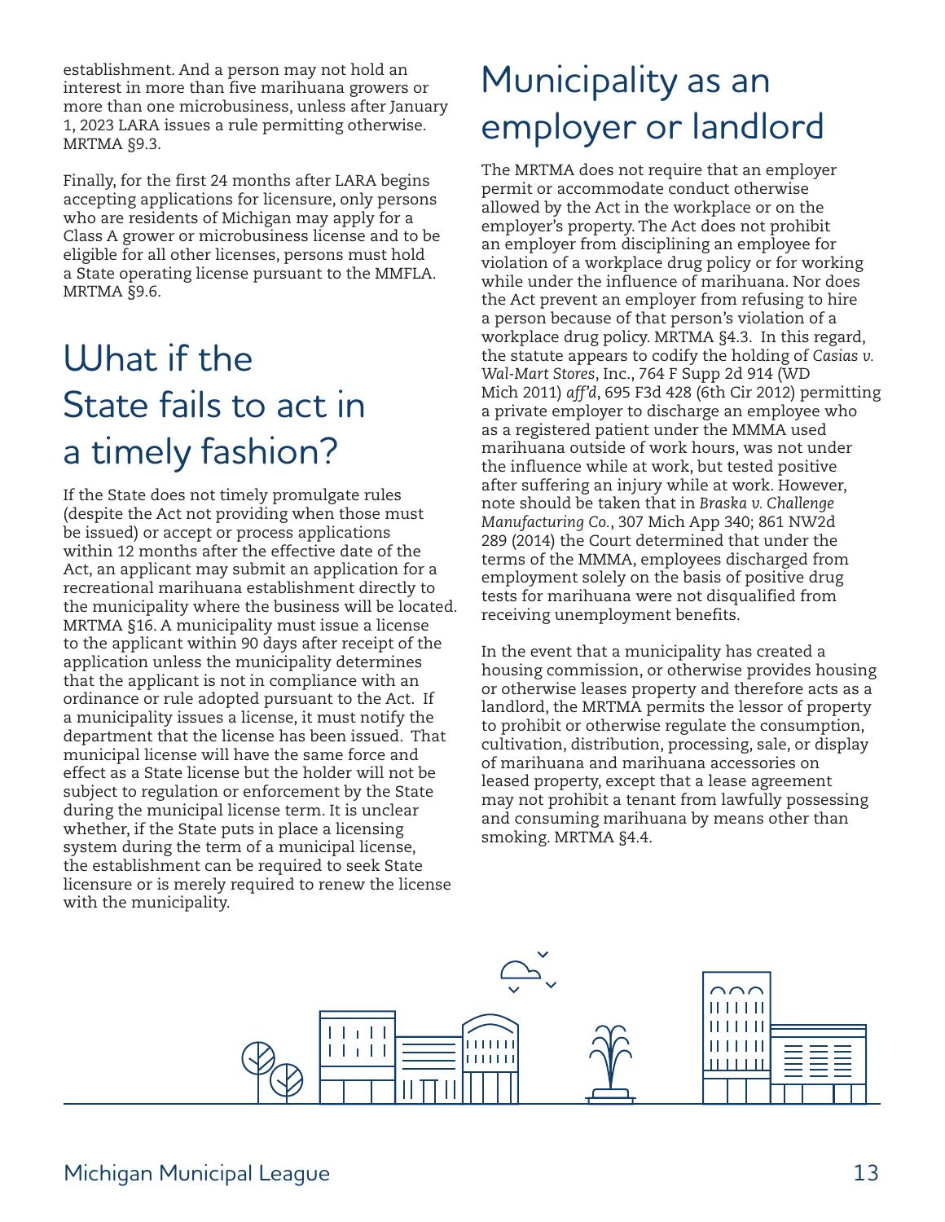establishment. And a person may not hold an interest in more than five marihuana growers or more than one microbusiness, unless after January 1, 2023 LARA issues a rule permitting otherwise. MRTMA §9.3.

Finally, for the first 24 months after LARA begins accepting applications for licensure, only persons who are residents of Michigan may apply for a Class A grower or microbusiness license and to be eligible for all other licenses, persons must hold a State operating license pursuant to the MMFLA. MRTMA §9.6.

# What if the State fails to act in a timely fashion?

If the State does not timely promulgate rules (despite the Act not providing when those must be issued) or accept or process applications within 12 months after the effective date of the Act, an applicant may submit an application for a recreational marihuana establishment directly to the municipality where the business will be located. MRTMA §16. A municipality must issue a license to the applicant within 90 days after receipt of the application unless the municipality determines that the applicant is not in compliance with an ordinance or rule adopted pursuant to the Act. If a municipality issues a license, it must notify the department that the license has been issued. That municipal license will have the same force and effect as a State license but the holder will not be subject to regulation or enforcement by the State during the municipal license term. It is unclear whether, if the State puts in place a licensing system during the term of a municipal license, the establishment can be required to seek State licensure or is merely required to renew the license with the municipality.

# Municipality as an employer or landlord

The MRTMA does not require that an employer permit or accommodate conduct otherwise allowed by the Act in the workplace or on the employer's property. The Act does not prohibit an employer from disciplining an employee for violation of a workplace drug policy or for working while under the influence of marihuana. Nor does the Act prevent an employer from refusing to hire a person because of that person's violation of a workplace drug policy. MRTMA §4.3. In this regard, the statute appears to codify the holding of *Casias v. Wal-Mart Stores*, Inc., 764 F Supp 2d 914 (WD Mich 2011) *aff'd*, 695 F3d 428 (6th Cir 2012) permitting a private employer to discharge an employee who as a registered patient under the MMMA used marihuana outside of work hours, was not under the influence while at work, but tested positive after suffering an injury while at work. However, note should be taken that in *Braska v. Challenge Manufacturing Co.*, 307 Mich App 340; 861 NW2d 289 (2014) the Court determined that under the terms of the MMMA, employees discharged from employment solely on the basis of positive drug tests for marihuana were not disqualified from receiving unemployment benefits.

In the event that a municipality has created a housing commission, or otherwise provides housing or otherwise leases property and therefore acts as a landlord, the MRTMA permits the lessor of property to prohibit or otherwise regulate the consumption, cultivation, distribution, processing, sale, or display of marihuana and marihuana accessories on leased property, except that a lease agreement may not prohibit a tenant from lawfully possessing and consuming marihuana by means other than smoking. MRTMA §4.4.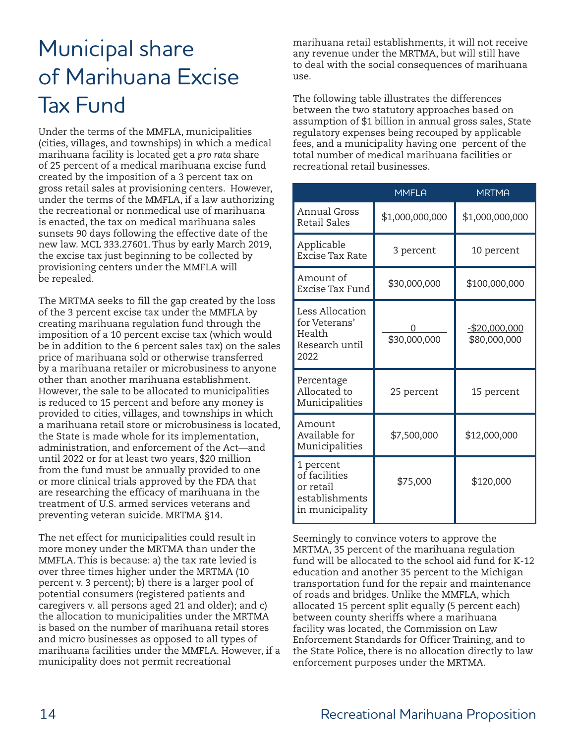# Municipal share of Marihuana Excise Tax Fund

Under the terms of the MMFLA, municipalities (cities, villages, and townships) in which a medical marihuana facility is located get a *pro rata* share of 25 percent of a medical marihuana excise fund created by the imposition of a 3 percent tax on gross retail sales at provisioning centers. However, under the terms of the MMFLA, if a law authorizing the recreational or nonmedical use of marihuana is enacted, the tax on medical marihuana sales sunsets 90 days following the effective date of the new law. MCL 333.27601. Thus by early March 2019, the excise tax just beginning to be collected by provisioning centers under the MMFLA will be repealed.

The MRTMA seeks to fill the gap created by the loss of the 3 percent excise tax under the MMFLA by creating marihuana regulation fund through the imposition of a 10 percent excise tax (which would be in addition to the 6 percent sales tax) on the sales price of marihuana sold or otherwise transferred by a marihuana retailer or microbusiness to anyone other than another marihuana establishment. However, the sale to be allocated to municipalities is reduced to 15 percent and before any money is provided to cities, villages, and townships in which a marihuana retail store or microbusiness is located, the State is made whole for its implementation, administration, and enforcement of the Act—and until 2022 or for at least two years, $20 million from the fund must be annually provided to one or more clinical trials approved by the FDA that are researching the efficacy of marihuana in the treatment of U.S. armed services veterans and preventing veteran suicide. MRTMA §14.

The net effect for municipalities could result in more money under the MRTMA than under the MMFLA. This is because: a) the tax rate levied is over three times higher under the MRTMA (10 percent v. 3 percent); b) there is a larger pool of potential consumers (registered patients and caregivers v. all persons aged 21 and older); and c) the allocation to municipalities under the MRTMA is based on the number of marihuana retail stores and micro businesses as opposed to all types of marihuana facilities under the MMFLA. However, if a municipality does not permit recreational marihuana retail establishments, it will not receive any revenue under the MRTMA, but will still have to deal with the social consequences of marihuana use.

The following table illustrates the differences between the two statutory approaches based on assumption of $1 billion in annual gross sales, State regulatory expenses being recouped by applicable fees, and a municipality having one percent of the total number of medical marihuana facilities or recreational retail businesses.

| | MMFLA | MRTMA |
|---|---|---|
| Annual Gross Retail Sales | $1,000,000,000 | $1,000,000,000 |
| Applicable Excise Tax Rate | 3 percent | 10 percent |
| Amount of Excise Tax Fund | $30,000,000 | $100,000,000 |
| Less Allocation for Veterans' Health Research until 2022 | 0<br>$30,000,000 | -$20,000,000<br>$80,000,000 |
| Percentage Allocated to Municipalities | 25 percent | 15 percent |
| Amount Available for Municipalities | $7,500,000 | $12,000,000 |
| 1 percent of facilities or retail establishments in municipality | $75,000 | $120,000 |

Seemingly to convince voters to approve the MRTMA, 35 percent of the marihuana regulation fund will be allocated to the school aid fund for K-12 education and another 35 percent to the Michigan transportation fund for the repair and maintenance of roads and bridges. Unlike the MMFLA, which allocated 15 percent split equally (5 percent each) between county sheriffs where a marihuana facility was located, the Commission on Law Enforcement Standards for Officer Training, and to the State Police, there is no allocation directly to law enforcement purposes under the MRTMA.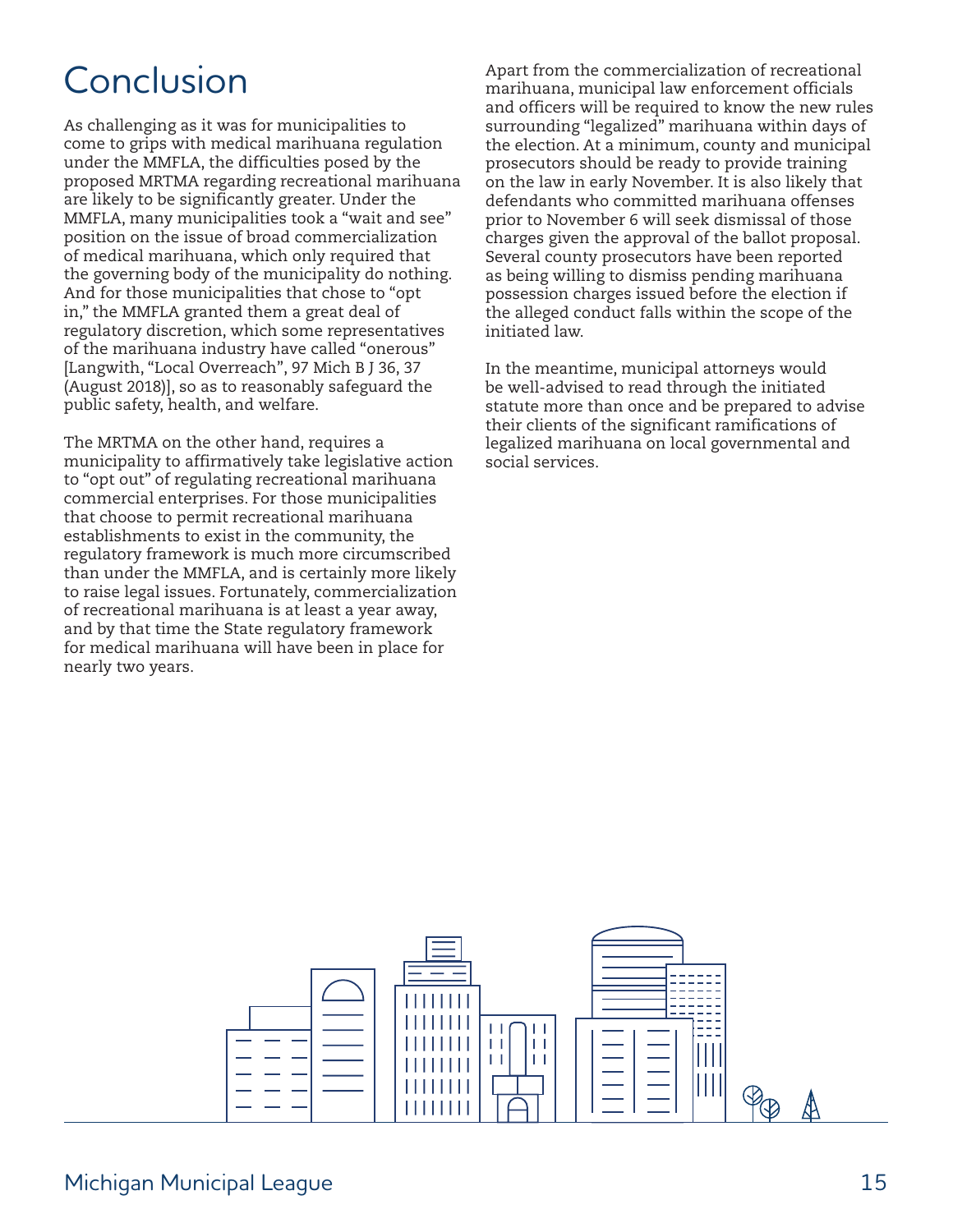# Conclusion

As challenging as it was for municipalities to come to grips with medical marihuana regulation under the MMFLA, the difficulties posed by the proposed MRTMA regarding recreational marihuana are likely to be significantly greater. Under the MMFLA, many municipalities took a "wait and see" position on the issue of broad commercialization of medical marihuana, which only required that the governing body of the municipality do nothing. And for those municipalities that chose to "opt in," the MMFLA granted them a great deal of regulatory discretion, which some representatives of the marihuana industry have called "onerous" [Langwith, "Local Overreach", 97 Mich B J 36, 37 (August 2018)], so as to reasonably safeguard the public safety, health, and welfare.

The MRTMA on the other hand, requires a municipality to affirmatively take legislative action to "opt out" of regulating recreational marihuana commercial enterprises. For those municipalities that choose to permit recreational marihuana establishments to exist in the community, the regulatory framework is much more circumscribed than under the MMFLA, and is certainly more likely to raise legal issues. Fortunately, commercialization of recreational marihuana is at least a year away, and by that time the State regulatory framework for medical marihuana will have been in place for nearly two years.

Apart from the commercialization of recreational marihuana, municipal law enforcement officials and officers will be required to know the new rules surrounding "legalized" marihuana within days of the election. At a minimum, county and municipal prosecutors should be ready to provide training on the law in early November. It is also likely that defendants who committed marihuana offenses prior to November 6 will seek dismissal of those charges given the approval of the ballot proposal. Several county prosecutors have been reported as being willing to dismiss pending marihuana possession charges issued before the election if the alleged conduct falls within the scope of the initiated law.

In the meantime, municipal attorneys would be well-advised to read through the initiated statute more than once and be prepared to advise their clients of the significant ramifications of legalized marihuana on local governmental and social services.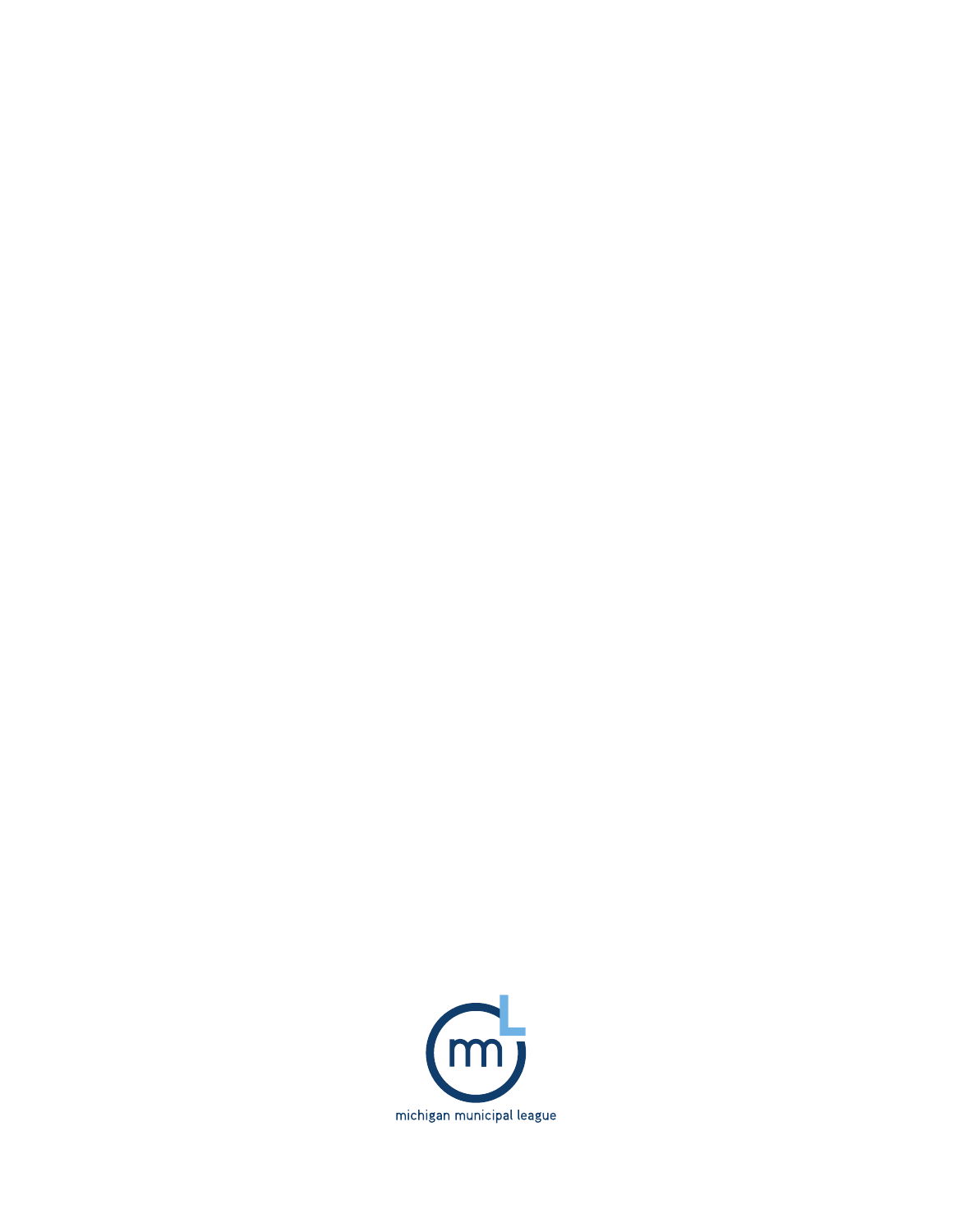michigan municipal league